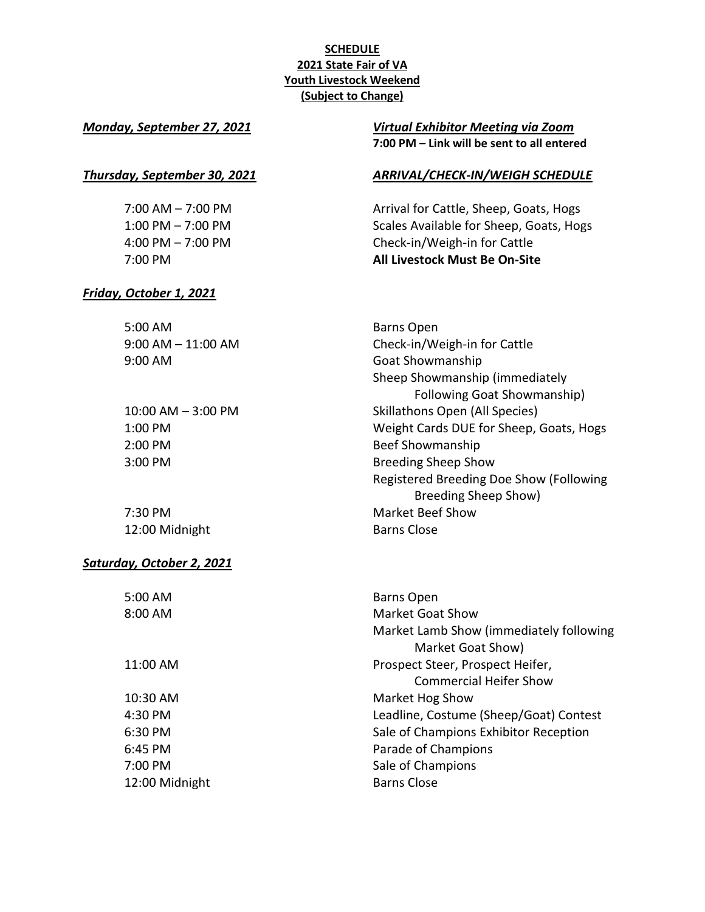**SCHEDULE**
**2021 State Fair of VA**
**Youth Livestock Weekend**
**(Subject to Change)**

***Monday, September 27, 2021*** — ***Virtual Exhibitor Meeting via Zoom***

**7:00 PM – Link will be sent to all entered**

***Thursday, September 30, 2021*** — ***ARRIVAL/CHECK-IN/WEIGH SCHEDULE***

| Time | Event |
|---|---|
| 7:00 AM – 7:00 PM | Arrival for Cattle, Sheep, Goats, Hogs |
| 1:00 PM – 7:00 PM | Scales Available for Sheep, Goats, Hogs |
| 4:00 PM – 7:00 PM | Check-in/Weigh-in for Cattle |
| 7:00 PM | **All Livestock Must Be On-Site** |

***Friday, October 1, 2021***

| Time | Event |
|---|---|
| 5:00 AM | Barns Open |
| 9:00 AM – 11:00 AM | Check-in/Weigh-in for Cattle |
| 9:00 AM | Goat Showmanship |
| | Sheep Showmanship (immediately Following Goat Showmanship) |
| 10:00 AM – 3:00 PM | Skillathons Open (All Species) |
| 1:00 PM | Weight Cards DUE for Sheep, Goats, Hogs |
| 2:00 PM | Beef Showmanship |
| 3:00 PM | Breeding Sheep Show |
| | Registered Breeding Doe Show (Following Breeding Sheep Show) |
| 7:30 PM | Market Beef Show |
| 12:00 Midnight | Barns Close |

***Saturday, October 2, 2021***

| Time | Event |
|---|---|
| 5:00 AM | Barns Open |
| 8:00 AM | Market Goat Show |
| | Market Lamb Show (immediately following Market Goat Show) |
| 11:00 AM | Prospect Steer, Prospect Heifer, Commercial Heifer Show |
| 10:30 AM | Market Hog Show |
| 4:30 PM | Leadline, Costume (Sheep/Goat) Contest |
| 6:30 PM | Sale of Champions Exhibitor Reception |
| 6:45 PM | Parade of Champions |
| 7:00 PM | Sale of Champions |
| 12:00 Midnight | Barns Close |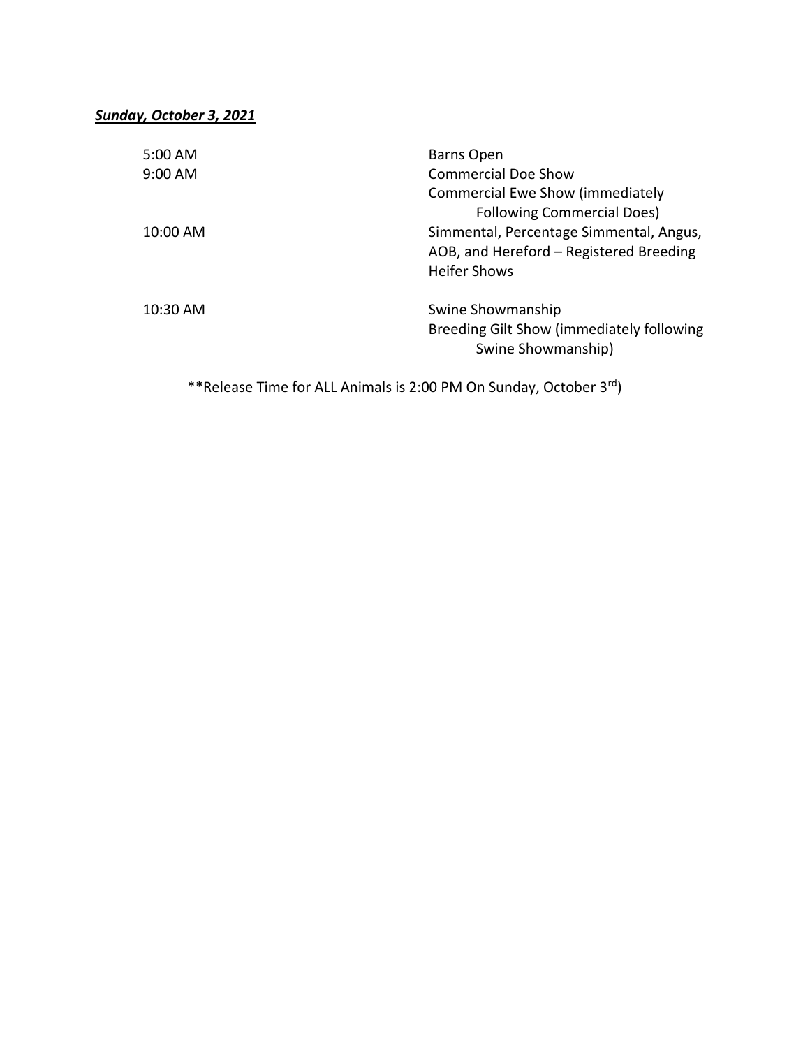***<u>Sunday, October 3, 2021</u>***

| | |
|---|---|
| 5:00 AM | Barns Open |
| 9:00 AM | Commercial Doe Show |
| | Commercial Ewe Show (immediately Following Commercial Does) |
| 10:00 AM | Simmental, Percentage Simmental, Angus, AOB, and Hereford – Registered Breeding Heifer Shows |
| 10:30 AM | Swine Showmanship |
| | Breeding Gilt Show (immediately following Swine Showmanship) |

**Release Time for ALL Animals is 2:00 PM On Sunday, October 3rd)